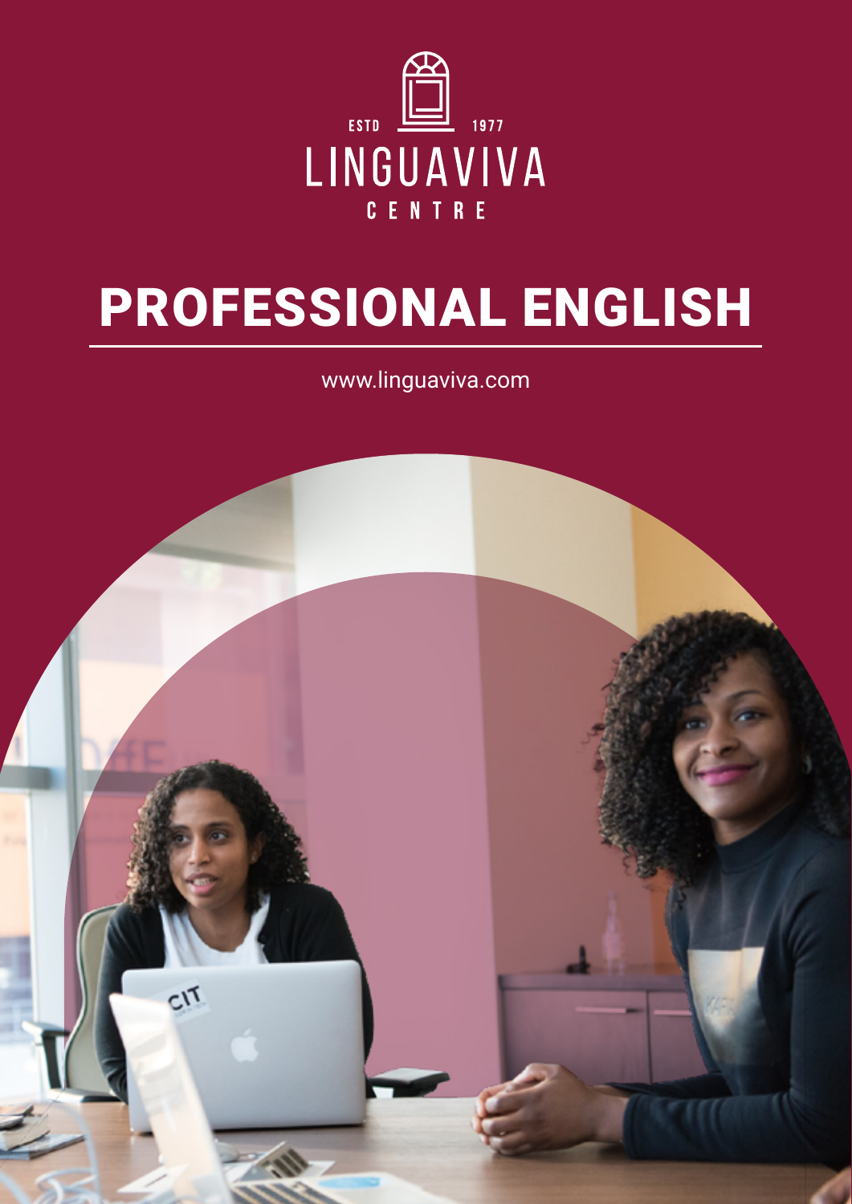ESTD 1977

LINGUAVIVA

CENTRE

# PROFESSIONAL ENGLISH

www.linguaviva.com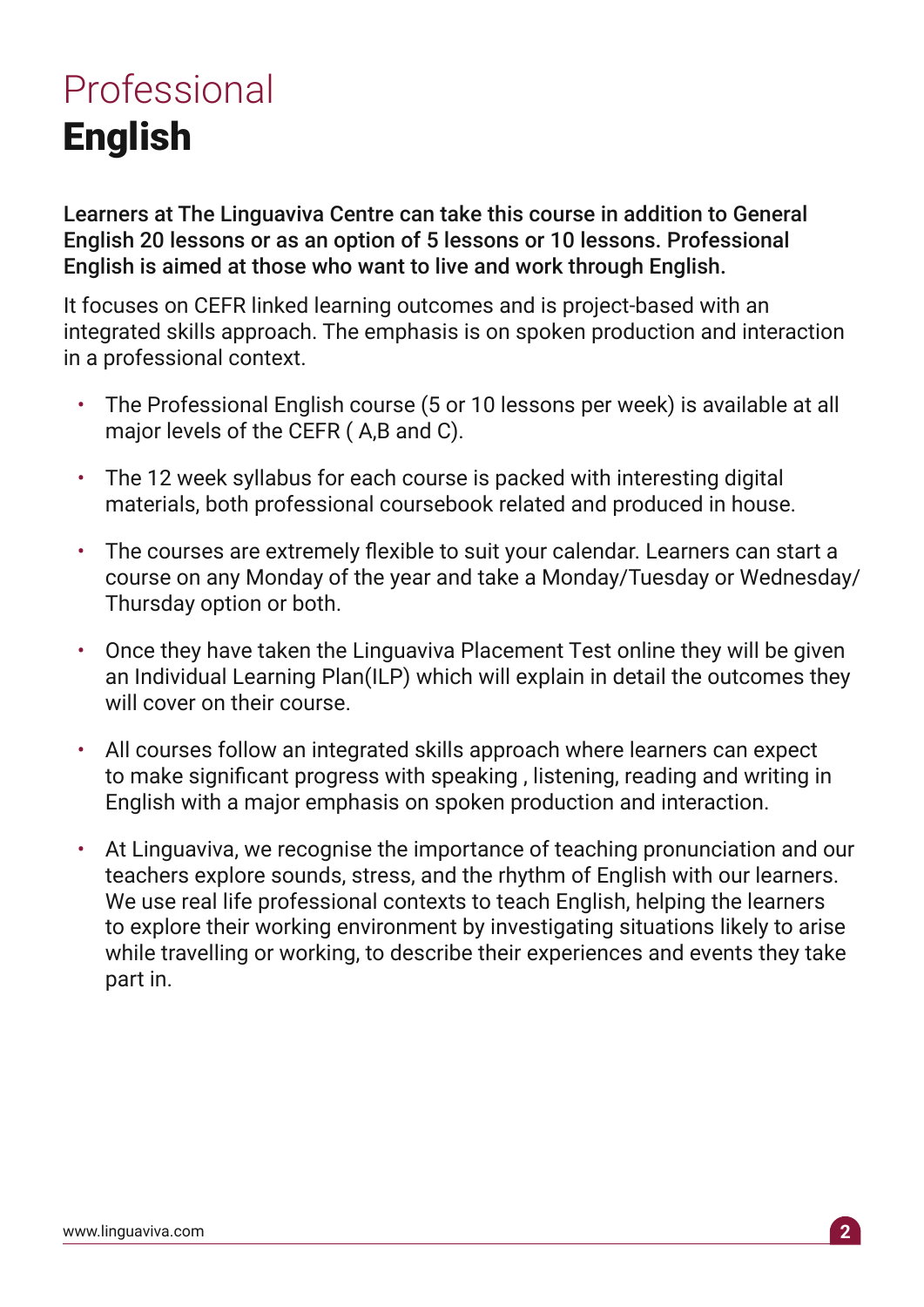# Professional **English**

**Learners at The Linguaviva Centre can take this course in addition to General English 20 lessons or as an option of 5 lessons or 10 lessons. Professional English is aimed at those who want to live and work through English.**

It focuses on CEFR linked learning outcomes and is project-based with an integrated skills approach. The emphasis is on spoken production and interaction in a professional context.

- The Professional English course (5 or 10 lessons per week) is available at all major levels of the CEFR ( A,B and C).
- The 12 week syllabus for each course is packed with interesting digital materials, both professional coursebook related and produced in house.
- The courses are extremely flexible to suit your calendar. Learners can start a course on any Monday of the year and take a Monday/Tuesday or Wednesday/Thursday option or both.
- Once they have taken the Linguaviva Placement Test online they will be given an Individual Learning Plan(ILP) which will explain in detail the outcomes they will cover on their course.
- All courses follow an integrated skills approach where learners can expect to make significant progress with speaking , listening, reading and writing in English with a major emphasis on spoken production and interaction.
- At Linguaviva, we recognise the importance of teaching pronunciation and our teachers explore sounds, stress, and the rhythm of English with our learners. We use real life professional contexts to teach English, helping the learners to explore their working environment by investigating situations likely to arise while travelling or working, to describe their experiences and events they take part in.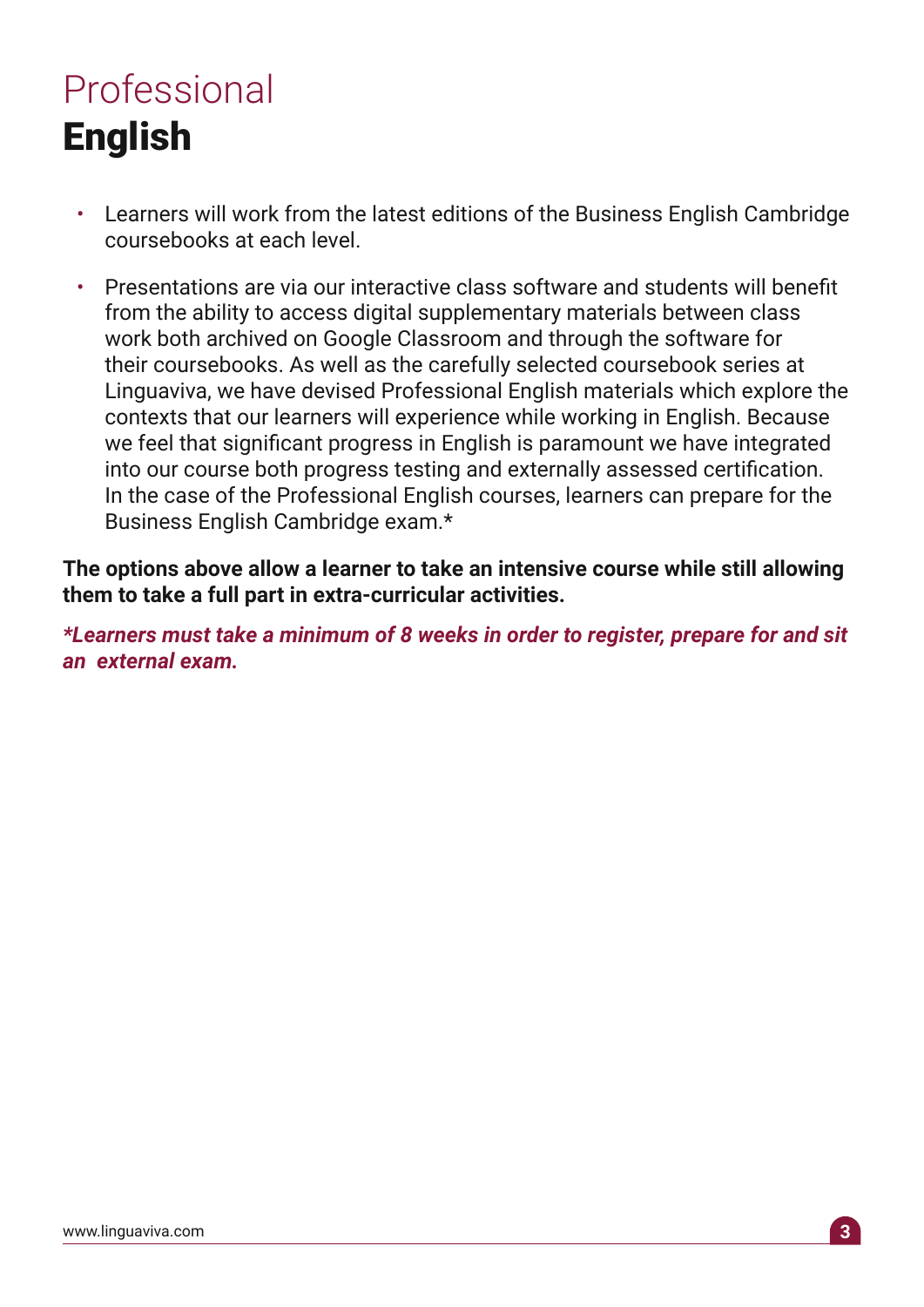# Professional **English**

- Learners will work from the latest editions of the Business English Cambridge coursebooks at each level.
- Presentations are via our interactive class software and students will benefit from the ability to access digital supplementary materials between class work both archived on Google Classroom and through the software for their coursebooks. As well as the carefully selected coursebook series at Linguaviva, we have devised Professional English materials which explore the contexts that our learners will experience while working in English. Because we feel that significant progress in English is paramount we have integrated into our course both progress testing and externally assessed certification. In the case of the Professional English courses, learners can prepare for the Business English Cambridge exam.*

**The options above allow a learner to take an intensive course while still allowing them to take a full part in extra-curricular activities.**

***Learners must take a minimum of 8 weeks in order to register, prepare for and sit an external exam.***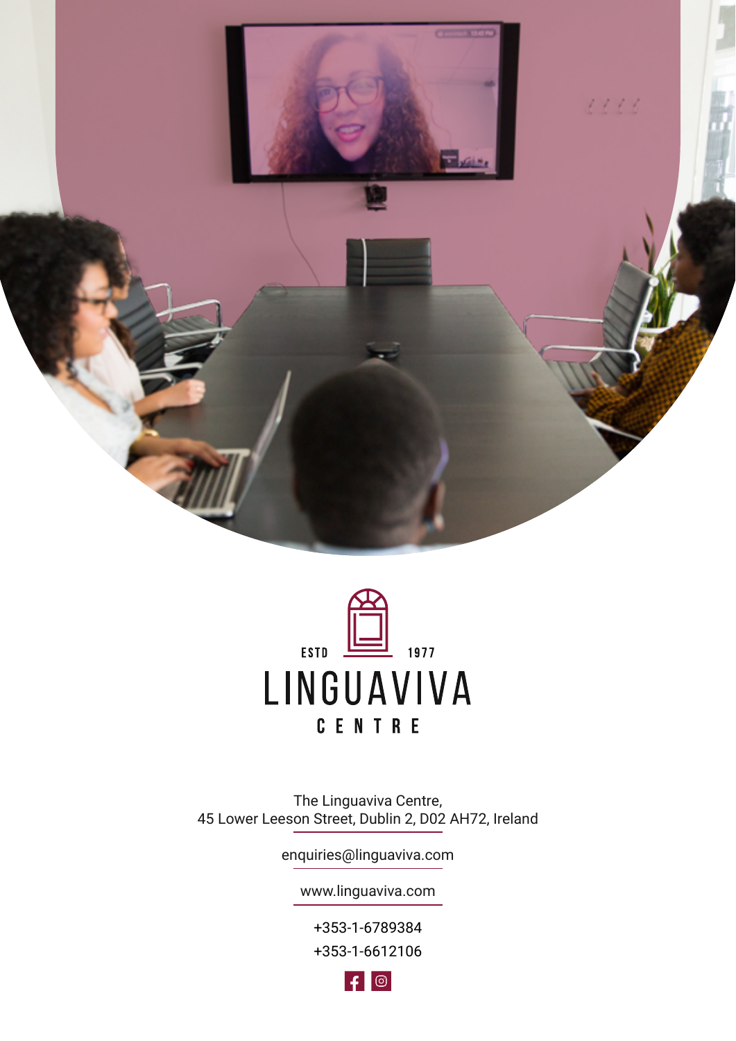ESTD 1977

# LINGUAVIVA CENTRE

The Linguaviva Centre,
45 Lower Leeson Street, Dublin 2, D02 AH72, Ireland

enquiries@linguaviva.com

www.linguaviva.com

+353-1-6789384
+353-1-6612106